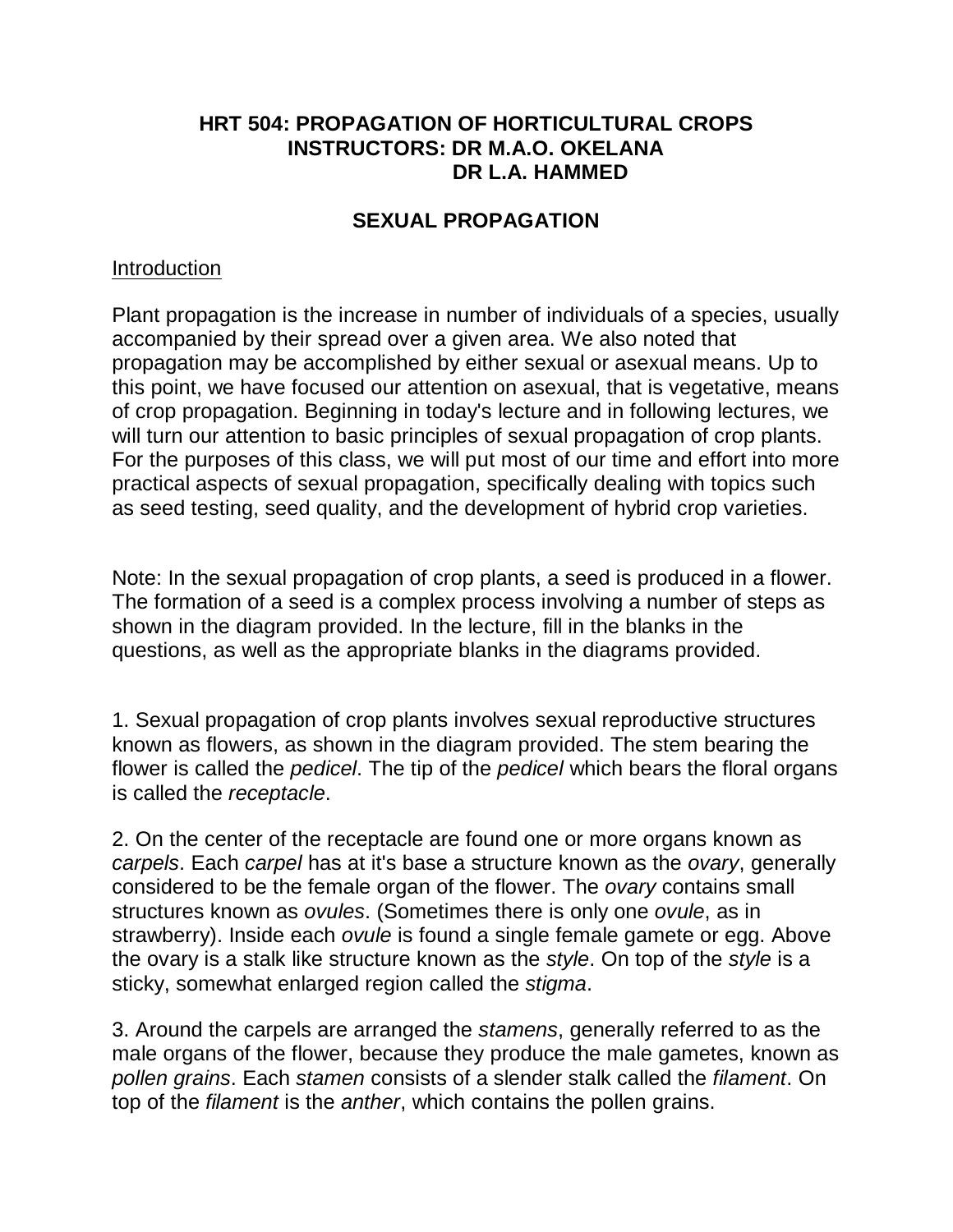**HRT 504: PROPAGATION OF HORTICULTURAL CROPS**
**INSTRUCTORS: DR M.A.O. OKELANA**
**DR L.A. HAMMED**

## SEXUAL PROPAGATION

Introduction

Plant propagation is the increase in number of individuals of a species, usually accompanied by their spread over a given area. We also noted that propagation may be accomplished by either sexual or asexual means. Up to this point, we have focused our attention on asexual, that is vegetative, means of crop propagation. Beginning in today's lecture and in following lectures, we will turn our attention to basic principles of sexual propagation of crop plants. For the purposes of this class, we will put most of our time and effort into more practical aspects of sexual propagation, specifically dealing with topics such as seed testing, seed quality, and the development of hybrid crop varieties.

Note: In the sexual propagation of crop plants, a seed is produced in a flower. The formation of a seed is a complex process involving a number of steps as shown in the diagram provided. In the lecture, fill in the blanks in the questions, as well as the appropriate blanks in the diagrams provided.

1. Sexual propagation of crop plants involves sexual reproductive structures known as flowers, as shown in the diagram provided. The stem bearing the flower is called the *pedicel*. The tip of the *pedicel* which bears the floral organs is called the *receptacle*.

2. On the center of the receptacle are found one or more organs known as *carpels*. Each *carpel* has at it's base a structure known as the *ovary*, generally considered to be the female organ of the flower. The *ovary* contains small structures known as *ovules*. (Sometimes there is only one *ovule*, as in strawberry). Inside each *ovule* is found a single female gamete or egg. Above the ovary is a stalk like structure known as the *style*. On top of the *style* is a sticky, somewhat enlarged region called the *stigma*.

3. Around the carpels are arranged the *stamens*, generally referred to as the male organs of the flower, because they produce the male gametes, known as *pollen grains*. Each *stamen* consists of a slender stalk called the *filament*. On top of the *filament* is the *anther*, which contains the pollen grains.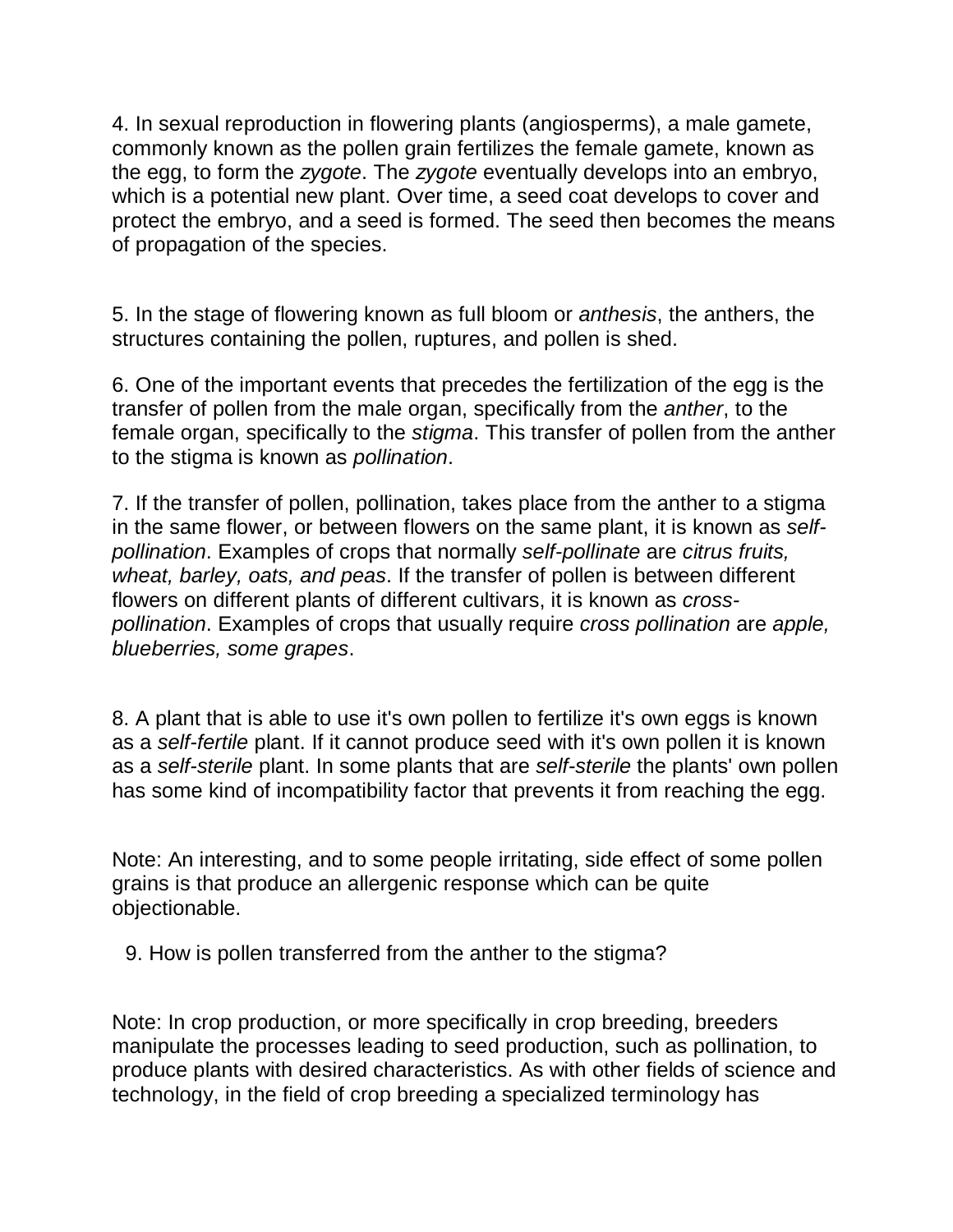4. In sexual reproduction in flowering plants (angiosperms), a male gamete, commonly known as the pollen grain fertilizes the female gamete, known as the egg, to form the *zygote*. The *zygote* eventually develops into an embryo, which is a potential new plant. Over time, a seed coat develops to cover and protect the embryo, and a seed is formed. The seed then becomes the means of propagation of the species.

5. In the stage of flowering known as full bloom or *anthesis*, the anthers, the structures containing the pollen, ruptures, and pollen is shed.

6. One of the important events that precedes the fertilization of the egg is the transfer of pollen from the male organ, specifically from the *anther*, to the female organ, specifically to the *stigma*. This transfer of pollen from the anther to the stigma is known as *pollination*.

7. If the transfer of pollen, pollination, takes place from the anther to a stigma in the same flower, or between flowers on the same plant, it is known as *self-pollination*. Examples of crops that normally *self-pollinate* are *citrus fruits, wheat, barley, oats, and peas*. If the transfer of pollen is between different flowers on different plants of different cultivars, it is known as *cross-pollination*. Examples of crops that usually require *cross pollination* are *apple, blueberries, some grapes*.

8. A plant that is able to use it's own pollen to fertilize it's own eggs is known as a *self-fertile* plant. If it cannot produce seed with it's own pollen it is known as a *self-sterile* plant. In some plants that are *self-sterile* the plants' own pollen has some kind of incompatibility factor that prevents it from reaching the egg.

Note: An interesting, and to some people irritating, side effect of some pollen grains is that produce an allergenic response which can be quite objectionable.

9. How is pollen transferred from the anther to the stigma?

Note: In crop production, or more specifically in crop breeding, breeders manipulate the processes leading to seed production, such as pollination, to produce plants with desired characteristics. As with other fields of science and technology, in the field of crop breeding a specialized terminology has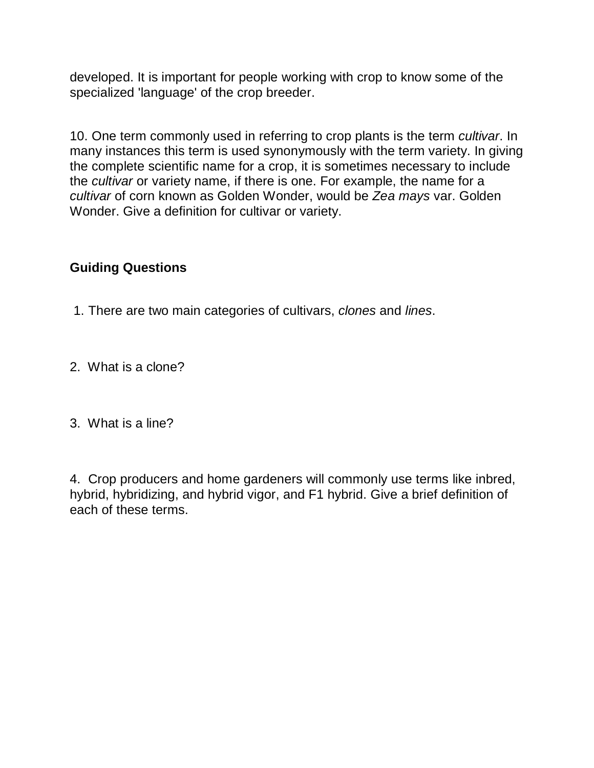developed. It is important for people working with crop to know some of the specialized 'language' of the crop breeder.

10. One term commonly used in referring to crop plants is the term *cultivar*. In many instances this term is used synonymously with the term variety. In giving the complete scientific name for a crop, it is sometimes necessary to include the *cultivar* or variety name, if there is one. For example, the name for a *cultivar* of corn known as Golden Wonder, would be *Zea mays* var. Golden Wonder. Give a definition for cultivar or variety.

**Guiding Questions**

1. There are two main categories of cultivars, *clones* and *lines*.

2. What is a clone?

3. What is a line?

4. Crop producers and home gardeners will commonly use terms like inbred, hybrid, hybridizing, and hybrid vigor, and F1 hybrid. Give a brief definition of each of these terms.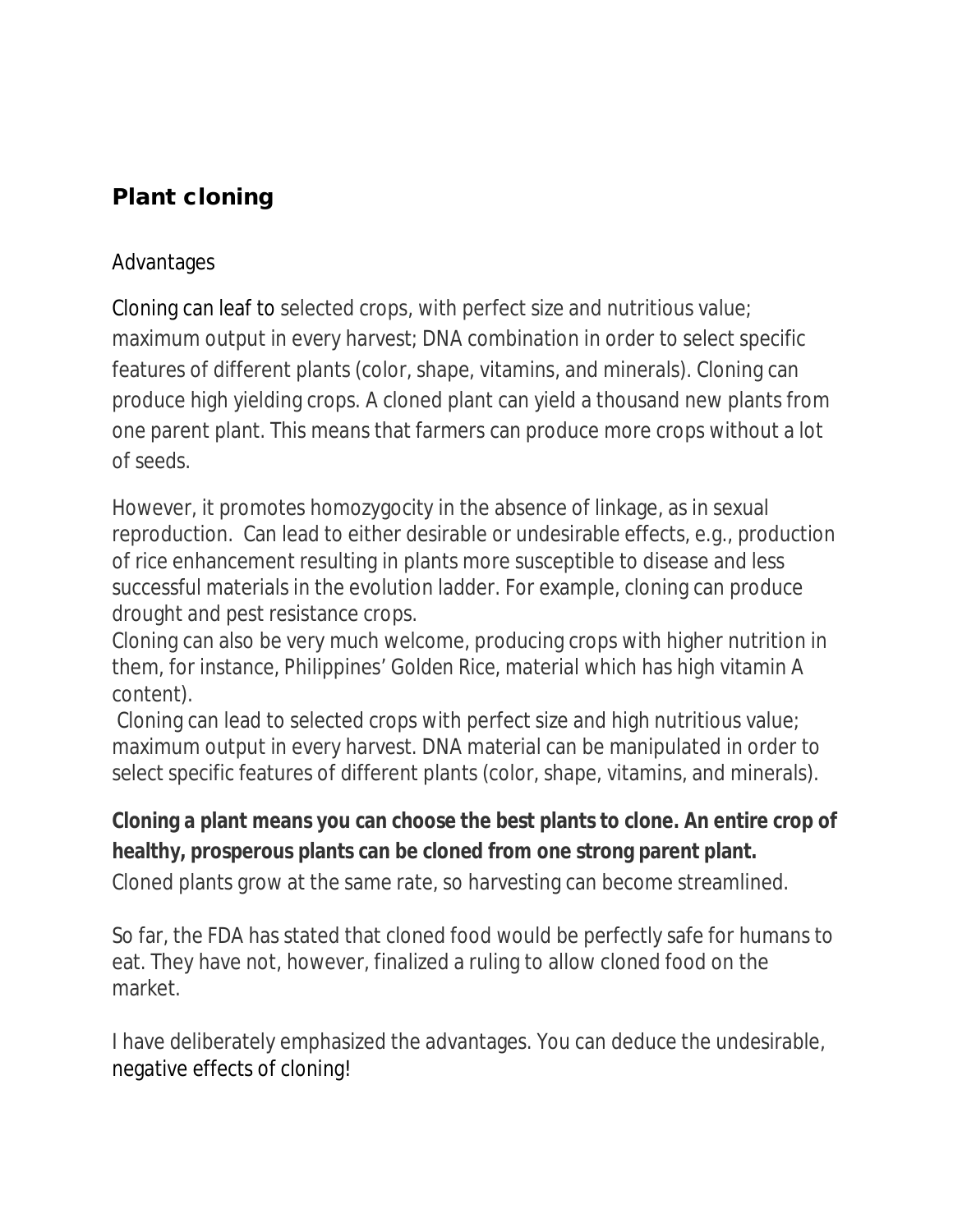## Plant cloning

Advantages

Cloning can leaf to selected crops, with perfect size and nutritious value; maximum output in every harvest; DNA combination in order to select specific features of different plants (color, shape, vitamins, and minerals). Cloning can produce high yielding crops. A cloned plant can yield a thousand new plants from one parent plant. This means that farmers can produce more crops without a lot of seeds.

However, it promotes homozygocity in the absence of linkage, as in sexual reproduction. Can lead to either desirable or undesirable effects, e.g., production of rice enhancement resulting in plants more susceptible to disease and less successful materials in the evolution ladder. For example, cloning can produce drought and pest resistance crops.
Cloning can also be very much welcome, producing crops with higher nutrition in them, for instance, Philippines' Golden Rice, material which has high vitamin A content).
Cloning can lead to selected crops with perfect size and high nutritious value; maximum output in every harvest. DNA material can be manipulated in order to select specific features of different plants (color, shape, vitamins, and minerals).

**Cloning a plant means you can choose the best plants to clone. An entire crop of healthy, prosperous plants can be cloned from one strong parent plant.**
Cloned plants grow at the same rate, so harvesting can become streamlined.

So far, the FDA has stated that cloned food would be perfectly safe for humans to eat. They have not, however, finalized a ruling to allow cloned food on the market.

I have deliberately emphasized the advantages. You can deduce the undesirable, negative effects of cloning!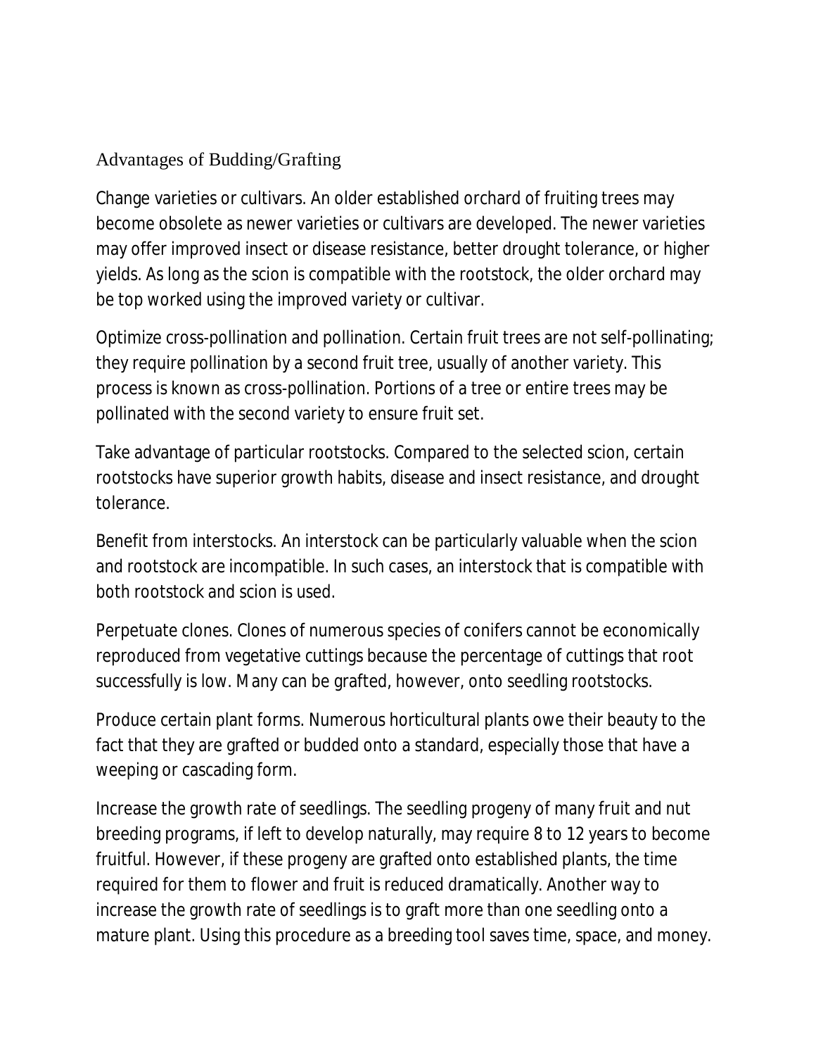## Advantages of Budding/Grafting

Change varieties or cultivars. An older established orchard of fruiting trees may become obsolete as newer varieties or cultivars are developed. The newer varieties may offer improved insect or disease resistance, better drought tolerance, or higher yields. As long as the scion is compatible with the rootstock, the older orchard may be top worked using the improved variety or cultivar.

Optimize cross-pollination and pollination. Certain fruit trees are not self-pollinating; they require pollination by a second fruit tree, usually of another variety. This process is known as cross-pollination. Portions of a tree or entire trees may be pollinated with the second variety to ensure fruit set.

Take advantage of particular rootstocks. Compared to the selected scion, certain rootstocks have superior growth habits, disease and insect resistance, and drought tolerance.

Benefit from interstocks. An interstock can be particularly valuable when the scion and rootstock are incompatible. In such cases, an interstock that is compatible with both rootstock and scion is used.

Perpetuate clones. Clones of numerous species of conifers cannot be economically reproduced from vegetative cuttings because the percentage of cuttings that root successfully is low. Many can be grafted, however, onto seedling rootstocks.

Produce certain plant forms. Numerous horticultural plants owe their beauty to the fact that they are grafted or budded onto a standard, especially those that have a weeping or cascading form.

Increase the growth rate of seedlings. The seedling progeny of many fruit and nut breeding programs, if left to develop naturally, may require 8 to 12 years to become fruitful. However, if these progeny are grafted onto established plants, the time required for them to flower and fruit is reduced dramatically. Another way to increase the growth rate of seedlings is to graft more than one seedling onto a mature plant. Using this procedure as a breeding tool saves time, space, and money.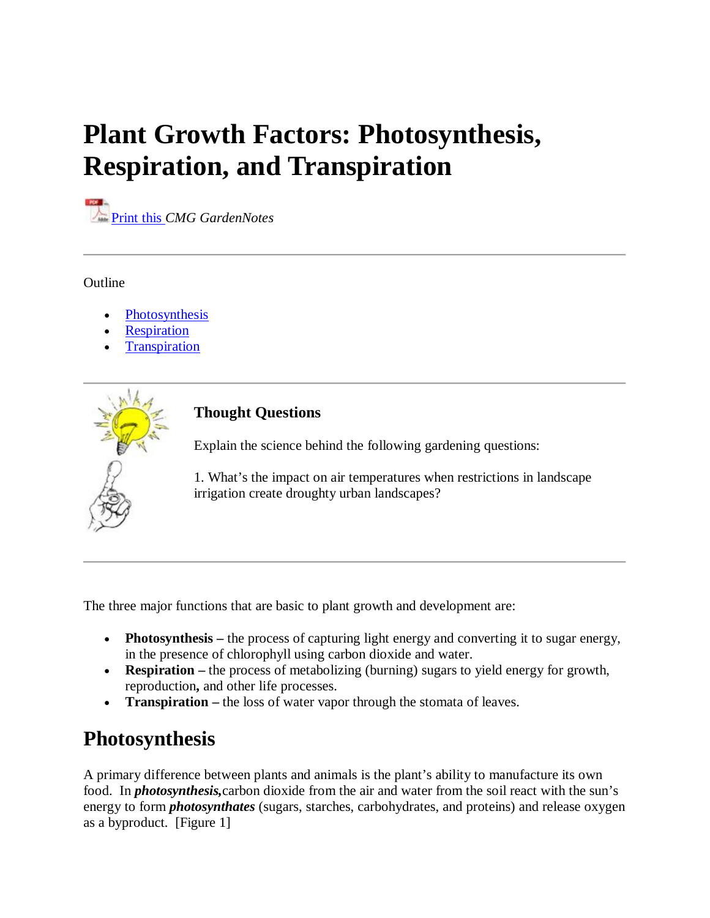# Plant Growth Factors: Photosynthesis, Respiration, and Transpiration

Print this *CMG GardenNotes*

---

Outline

- Photosynthesis
- Respiration
- Transpiration

---

**Thought Questions**

Explain the science behind the following gardening questions:

1. What's the impact on air temperatures when restrictions in landscape irrigation create droughty urban landscapes?

---

The three major functions that are basic to plant growth and development are:

- **Photosynthesis –** the process of capturing light energy and converting it to sugar energy, in the presence of chlorophyll using carbon dioxide and water.
- **Respiration –** the process of metabolizing (burning) sugars to yield energy for growth, reproduction**,** and other life processes.
- **Transpiration –** the loss of water vapor through the stomata of leaves.

## Photosynthesis

A primary difference between plants and animals is the plant's ability to manufacture its own food. In ***photosynthesis,***carbon dioxide from the air and water from the soil react with the sun's energy to form ***photosynthates*** (sugars, starches, carbohydrates, and proteins) and release oxygen as a byproduct. [Figure 1]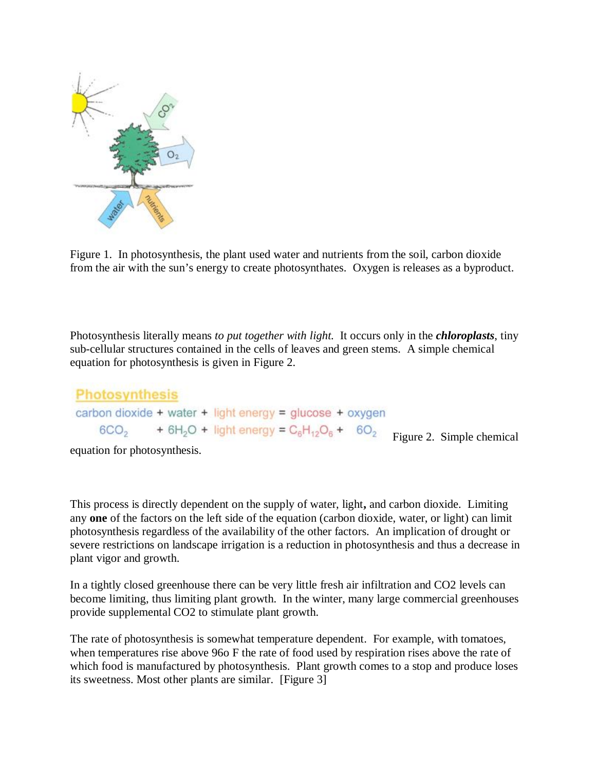Figure 1. In photosynthesis, the plant used water and nutrients from the soil, carbon dioxide from the air with the sun's energy to create photosynthates. Oxygen is releases as a byproduct.

Photosynthesis literally means *to put together with light.* It occurs only in the ***chloroplasts***, tiny sub-cellular structures contained in the cells of leaves and green stems. A simple chemical equation for photosynthesis is given in Figure 2.

**Photosynthesis**

carbon dioxide + water + light energy = glucose + oxygen

$$6CO_2 + 6H_2O + \text{light energy} = C_6H_{12}O_6 + 6O_2$$

Figure 2. Simple chemical equation for photosynthesis.

This process is directly dependent on the supply of water, light**,** and carbon dioxide. Limiting any **one** of the factors on the left side of the equation (carbon dioxide, water, or light) can limit photosynthesis regardless of the availability of the other factors. An implication of drought or severe restrictions on landscape irrigation is a reduction in photosynthesis and thus a decrease in plant vigor and growth.

In a tightly closed greenhouse there can be very little fresh air infiltration and CO2 levels can become limiting, thus limiting plant growth. In the winter, many large commercial greenhouses provide supplemental CO2 to stimulate plant growth.

The rate of photosynthesis is somewhat temperature dependent. For example, with tomatoes, when temperatures rise above 96o F the rate of food used by respiration rises above the rate of which food is manufactured by photosynthesis. Plant growth comes to a stop and produce loses its sweetness. Most other plants are similar. [Figure 3]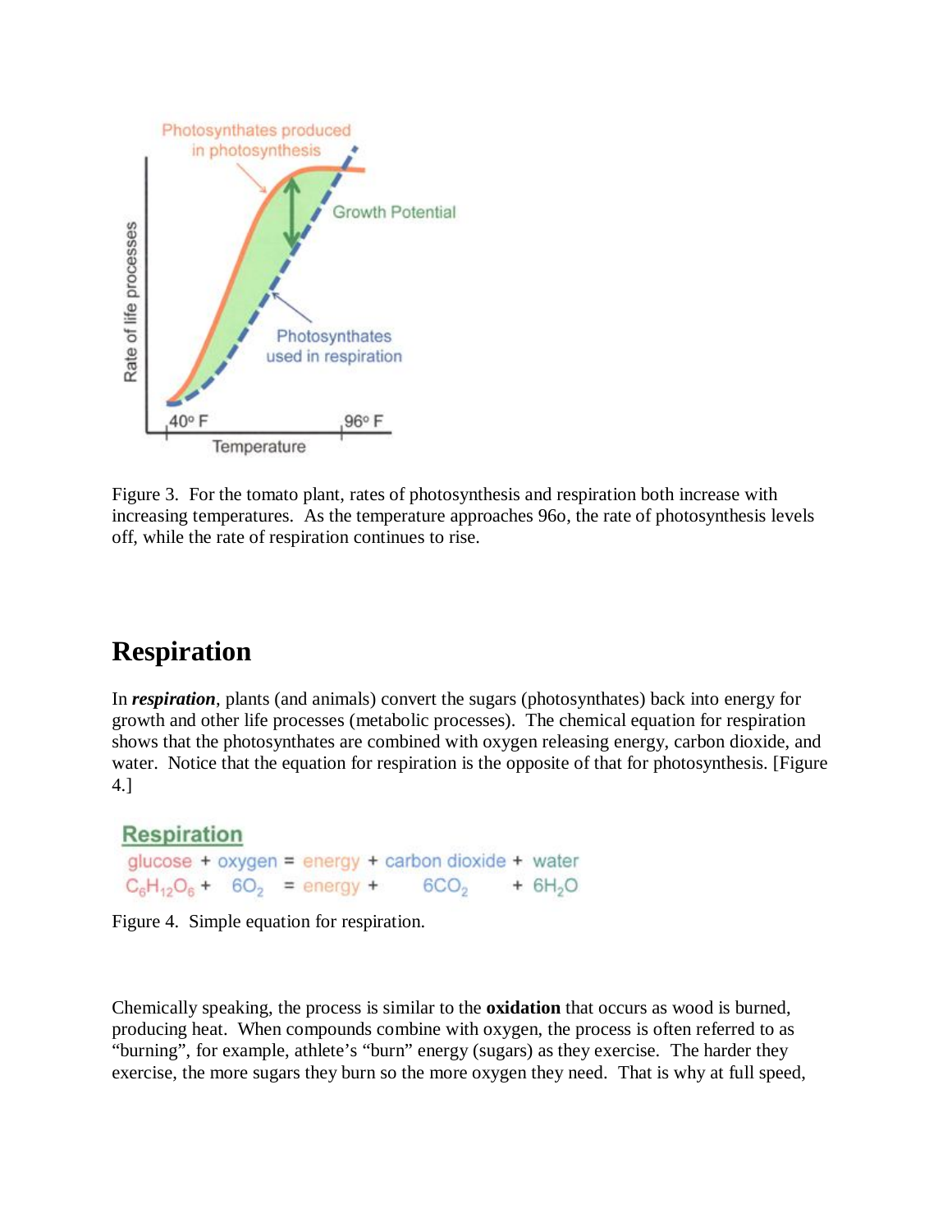Figure 3. For the tomato plant, rates of photosynthesis and respiration both increase with increasing temperatures. As the temperature approaches 96o, the rate of photosynthesis levels off, while the rate of respiration continues to rise.

# Respiration

In ***respiration***, plants (and animals) convert the sugars (photosynthates) back into energy for growth and other life processes (metabolic processes). The chemical equation for respiration shows that the photosynthates are combined with oxygen releasing energy, carbon dioxide, and water. Notice that the equation for respiration is the opposite of that for photosynthesis. [Figure 4.]

**Respiration**

glucose + oxygen = energy + carbon dioxide + water

$$C_6H_{12}O_6 + 6O_2 = \text{energy} + 6CO_2 + 6H_2O$$

Figure 4. Simple equation for respiration.

Chemically speaking, the process is similar to the **oxidation** that occurs as wood is burned, producing heat. When compounds combine with oxygen, the process is often referred to as "burning", for example, athlete's "burn" energy (sugars) as they exercise. The harder they exercise, the more sugars they burn so the more oxygen they need. That is why at full speed,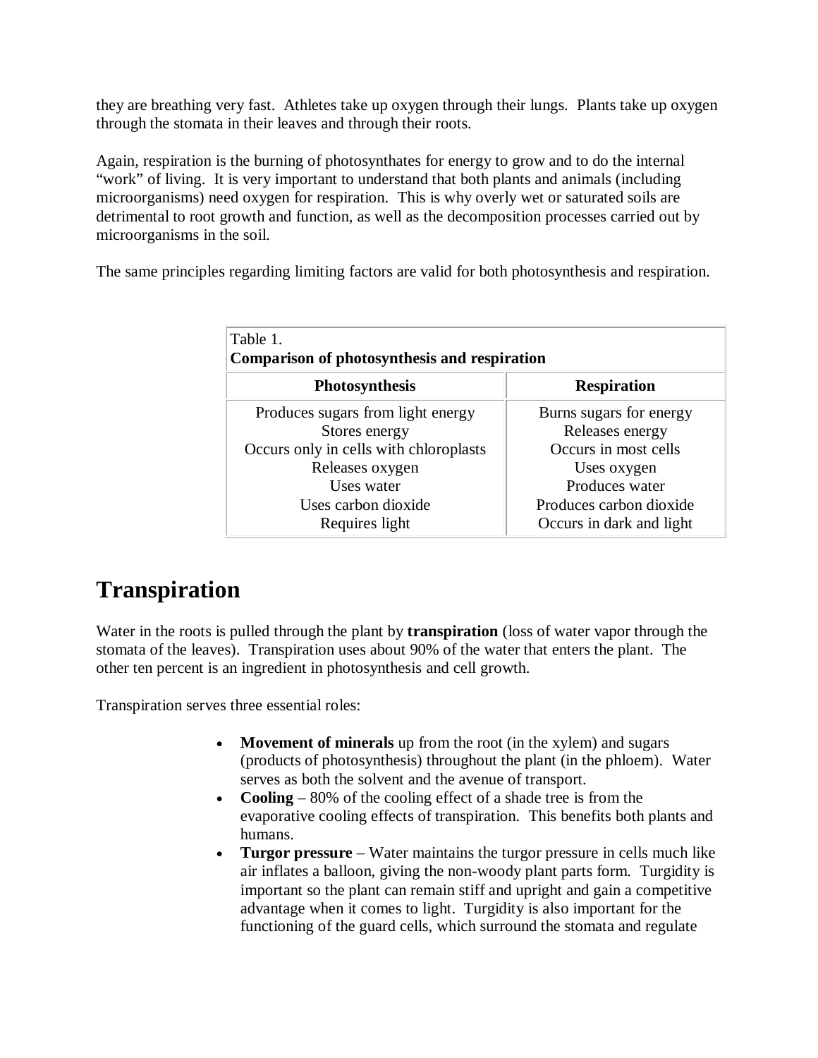they are breathing very fast. Athletes take up oxygen through their lungs. Plants take up oxygen through the stomata in their leaves and through their roots.

Again, respiration is the burning of photosynthates for energy to grow and to do the internal "work" of living. It is very important to understand that both plants and animals (including microorganisms) need oxygen for respiration. This is why overly wet or saturated soils are detrimental to root growth and function, as well as the decomposition processes carried out by microorganisms in the soil.

The same principles regarding limiting factors are valid for both photosynthesis and respiration.

Table 1.
**Comparison of photosynthesis and respiration**

| Photosynthesis | Respiration |
| --- | --- |
| Produces sugars from light energy | Burns sugars for energy |
| Stores energy | Releases energy |
| Occurs only in cells with chloroplasts | Occurs in most cells |
| Releases oxygen | Uses oxygen |
| Uses water | Produces water |
| Uses carbon dioxide | Produces carbon dioxide |
| Requires light | Occurs in dark and light |

# Transpiration

Water in the roots is pulled through the plant by **transpiration** (loss of water vapor through the stomata of the leaves). Transpiration uses about 90% of the water that enters the plant. The other ten percent is an ingredient in photosynthesis and cell growth.

Transpiration serves three essential roles:

- **Movement of minerals** up from the root (in the xylem) and sugars (products of photosynthesis) throughout the plant (in the phloem). Water serves as both the solvent and the avenue of transport.
- **Cooling** – 80% of the cooling effect of a shade tree is from the evaporative cooling effects of transpiration. This benefits both plants and humans.
- **Turgor pressure** – Water maintains the turgor pressure in cells much like air inflates a balloon, giving the non-woody plant parts form. Turgidity is important so the plant can remain stiff and upright and gain a competitive advantage when it comes to light. Turgidity is also important for the functioning of the guard cells, which surround the stomata and regulate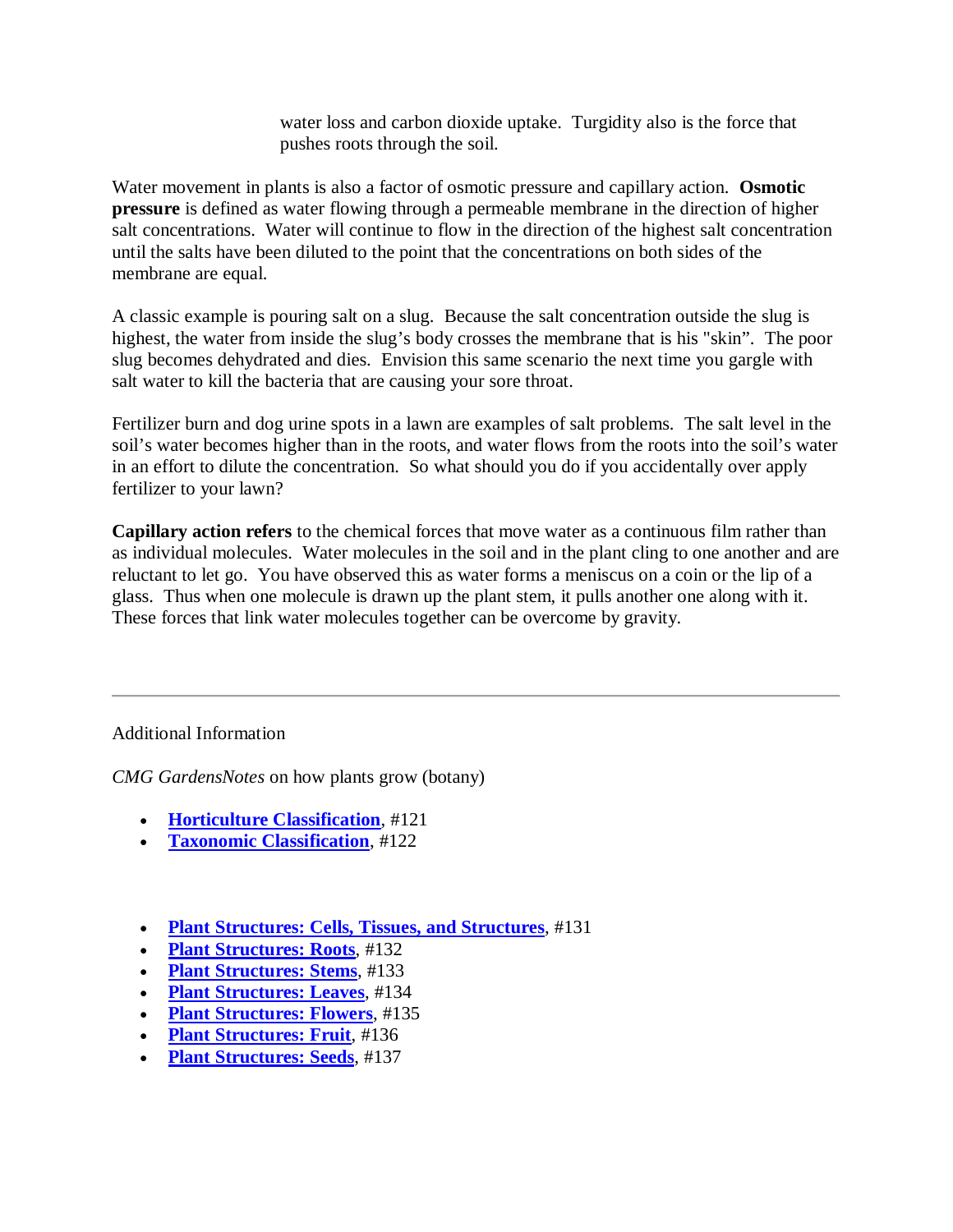water loss and carbon dioxide uptake. Turgidity also is the force that pushes roots through the soil.

Water movement in plants is also a factor of osmotic pressure and capillary action. **Osmotic pressure** is defined as water flowing through a permeable membrane in the direction of higher salt concentrations. Water will continue to flow in the direction of the highest salt concentration until the salts have been diluted to the point that the concentrations on both sides of the membrane are equal.

A classic example is pouring salt on a slug. Because the salt concentration outside the slug is highest, the water from inside the slug's body crosses the membrane that is his "skin". The poor slug becomes dehydrated and dies. Envision this same scenario the next time you gargle with salt water to kill the bacteria that are causing your sore throat.

Fertilizer burn and dog urine spots in a lawn are examples of salt problems. The salt level in the soil's water becomes higher than in the roots, and water flows from the roots into the soil's water in an effort to dilute the concentration. So what should you do if you accidentally over apply fertilizer to your lawn?

**Capillary action refers** to the chemical forces that move water as a continuous film rather than as individual molecules. Water molecules in the soil and in the plant cling to one another and are reluctant to let go. You have observed this as water forms a meniscus on a coin or the lip of a glass. Thus when one molecule is drawn up the plant stem, it pulls another one along with it. These forces that link water molecules together can be overcome by gravity.

---

Additional Information

*CMG GardensNotes* on how plants grow (botany)

- **Horticulture Classification**, #121
- **Taxonomic Classification**, #122

- **Plant Structures: Cells, Tissues, and Structures**, #131
- **Plant Structures: Roots**, #132
- **Plant Structures: Stems**, #133
- **Plant Structures: Leaves**, #134
- **Plant Structures: Flowers**, #135
- **Plant Structures: Fruit**, #136
- **Plant Structures: Seeds**, #137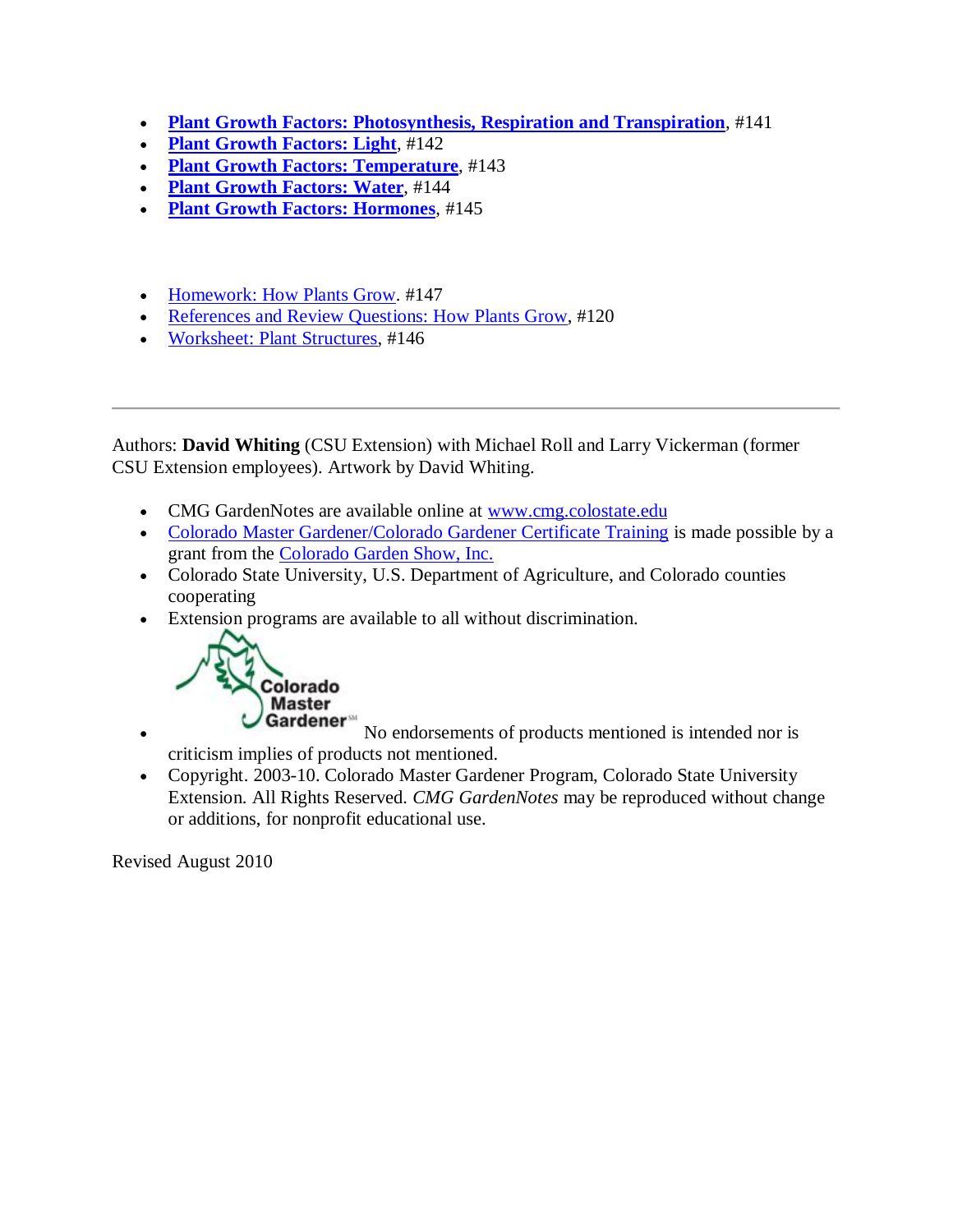- **Plant Growth Factors: Photosynthesis, Respiration and Transpiration**, #141
- **Plant Growth Factors: Light**, #142
- **Plant Growth Factors: Temperature**, #143
- **Plant Growth Factors: Water**, #144
- **Plant Growth Factors: Hormones**, #145

- Homework: How Plants Grow. #147
- References and Review Questions: How Plants Grow, #120
- Worksheet: Plant Structures, #146

---

Authors: **David Whiting** (CSU Extension) with Michael Roll and Larry Vickerman (former CSU Extension employees). Artwork by David Whiting.

- CMG GardenNotes are available online at www.cmg.colostate.edu
- Colorado Master Gardener/Colorado Gardener Certificate Training is made possible by a grant from the Colorado Garden Show, Inc.
- Colorado State University, U.S. Department of Agriculture, and Colorado counties cooperating
- Extension programs are available to all without discrimination.
- Colorado Master Gardener[SM] No endorsements of products mentioned is intended nor is criticism implies of products not mentioned.
- Copyright. 2003-10. Colorado Master Gardener Program, Colorado State University Extension. All Rights Reserved. *CMG GardenNotes* may be reproduced without change or additions, for nonprofit educational use.

Revised August 2010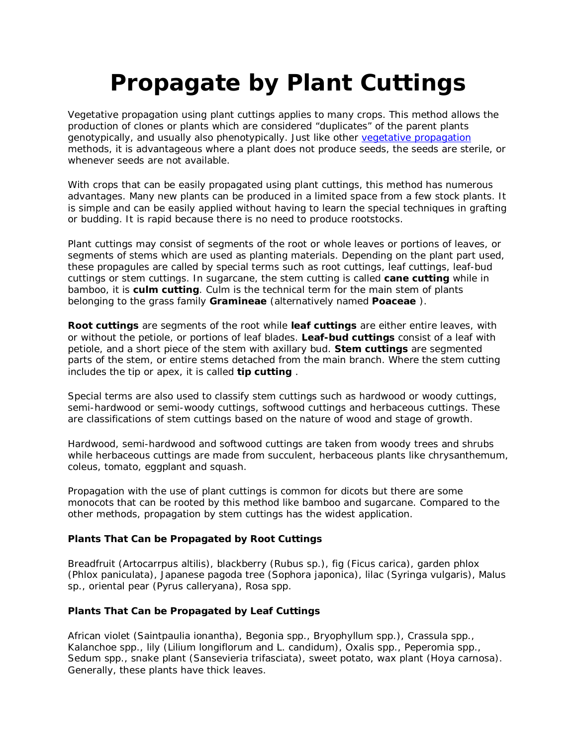# Propagate by Plant Cuttings

Vegetative propagation using plant cuttings applies to many crops. This method allows the production of clones or plants which are considered "duplicates" of the parent plants genotypically, and usually also phenotypically. Just like other [vegetative propagation](vegetative propagation) methods, it is advantageous where a plant does not produce seeds, the seeds are sterile, or whenever seeds are not available.

With crops that can be easily propagated using plant cuttings, this method has numerous advantages. Many new plants can be produced in a limited space from a few stock plants. It is simple and can be easily applied without having to learn the special techniques in grafting or budding. It is rapid because there is no need to produce rootstocks.

Plant cuttings may consist of segments of the root or whole leaves or portions of leaves, or segments of stems which are used as planting materials. Depending on the plant part used, these propagules are called by special terms such as root cuttings, leaf cuttings, leaf-bud cuttings or stem cuttings. In sugarcane, the stem cutting is called **cane cutting** while in bamboo, it is **culm cutting**. Culm is the technical term for the main stem of plants belonging to the grass family **Gramineae** (alternatively named **Poaceae** ).

**Root cuttings** are segments of the root while **leaf cuttings** are either entire leaves, with or without the petiole, or portions of leaf blades. **Leaf-bud cuttings** consist of a leaf with petiole, and a short piece of the stem with axillary bud. **Stem cuttings** are segmented parts of the stem, or entire stems detached from the main branch. Where the stem cutting includes the tip or apex, it is called **tip cutting** .

Special terms are also used to classify stem cuttings such as hardwood or woody cuttings, semi-hardwood or semi-woody cuttings, softwood cuttings and herbaceous cuttings. These are classifications of stem cuttings based on the nature of wood and stage of growth.

Hardwood, semi-hardwood and softwood cuttings are taken from woody trees and shrubs while herbaceous cuttings are made from succulent, herbaceous plants like chrysanthemum, coleus, tomato, eggplant and squash.

Propagation with the use of plant cuttings is common for dicots but there are some monocots that can be rooted by this method like bamboo and sugarcane. Compared to the other methods, propagation by stem cuttings has the widest application.

**Plants That Can be Propagated by Root Cuttings**

Breadfruit (Artocarrpus altilis), blackberry (Rubus sp.), fig (Ficus carica), garden phlox (Phlox paniculata), Japanese pagoda tree (Sophora japonica), lilac (Syringa vulgaris), Malus sp., oriental pear (Pyrus calleryana), Rosa spp.

**Plants That Can be Propagated by Leaf Cuttings**

African violet (Saintpaulia ionantha), Begonia spp., Bryophyllum spp.), Crassula spp., Kalanchoe spp., lily (Lilium longiflorum and L. candidum), Oxalis spp., Peperomia spp., Sedum spp., snake plant (Sansevieria trifasciata), sweet potato, wax plant (Hoya carnosa). Generally, these plants have thick leaves.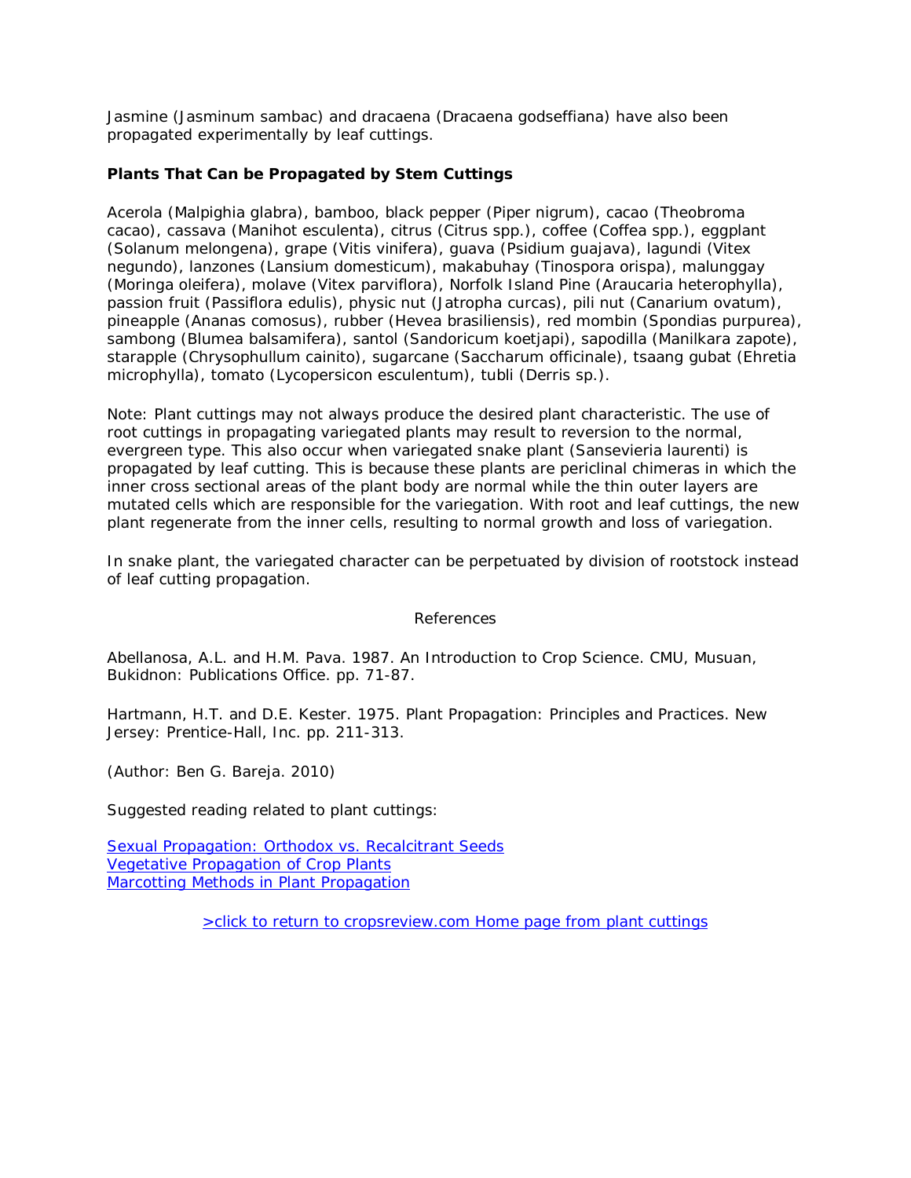Jasmine (Jasminum sambac) and dracaena (Dracaena godseffiana) have also been propagated experimentally by leaf cuttings.

**Plants That Can be Propagated by Stem Cuttings**

Acerola (Malpighia glabra), bamboo, black pepper (Piper nigrum), cacao (Theobroma cacao), cassava (Manihot esculenta), citrus (Citrus spp.), coffee (Coffea spp.), eggplant (Solanum melongena), grape (Vitis vinifera), guava (Psidium guajava), lagundi (Vitex negundo), lanzones (Lansium domesticum), makabuhay (Tinospora orispa), malunggay (Moringa oleifera), molave (Vitex parviflora), Norfolk Island Pine (Araucaria heterophylla), passion fruit (Passiflora edulis), physic nut (Jatropha curcas), pili nut (Canarium ovatum), pineapple (Ananas comosus), rubber (Hevea brasiliensis), red mombin (Spondias purpurea), sambong (Blumea balsamifera), santol (Sandoricum koetjapi), sapodilla (Manilkara zapote), starapple (Chrysophullum cainito), sugarcane (Saccharum officinale), tsaang gubat (Ehretia microphylla), tomato (Lycopersicon esculentum), tubli (Derris sp.).

Note: Plant cuttings may not always produce the desired plant characteristic. The use of root cuttings in propagating variegated plants may result to reversion to the normal, evergreen type. This also occur when variegated snake plant (Sansevieria laurenti) is propagated by leaf cutting. This is because these plants are periclinal chimeras in which the inner cross sectional areas of the plant body are normal while the thin outer layers are mutated cells which are responsible for the variegation. With root and leaf cuttings, the new plant regenerate from the inner cells, resulting to normal growth and loss of variegation.

In snake plant, the variegated character can be perpetuated by division of rootstock instead of leaf cutting propagation.

References

Abellanosa, A.L. and H.M. Pava. 1987. An Introduction to Crop Science. CMU, Musuan, Bukidnon: Publications Office. pp. 71-87.

Hartmann, H.T. and D.E. Kester. 1975. Plant Propagation: Principles and Practices. New Jersey: Prentice-Hall, Inc. pp. 211-313.

(Author: Ben G. Bareja. 2010)

Suggested reading related to plant cuttings:

[Sexual Propagation: Orthodox vs. Recalcitrant Seeds]
[Vegetative Propagation of Crop Plants]
[Marcotting Methods in Plant Propagation]

[>click to return to cropsreview.com Home page from plant cuttings]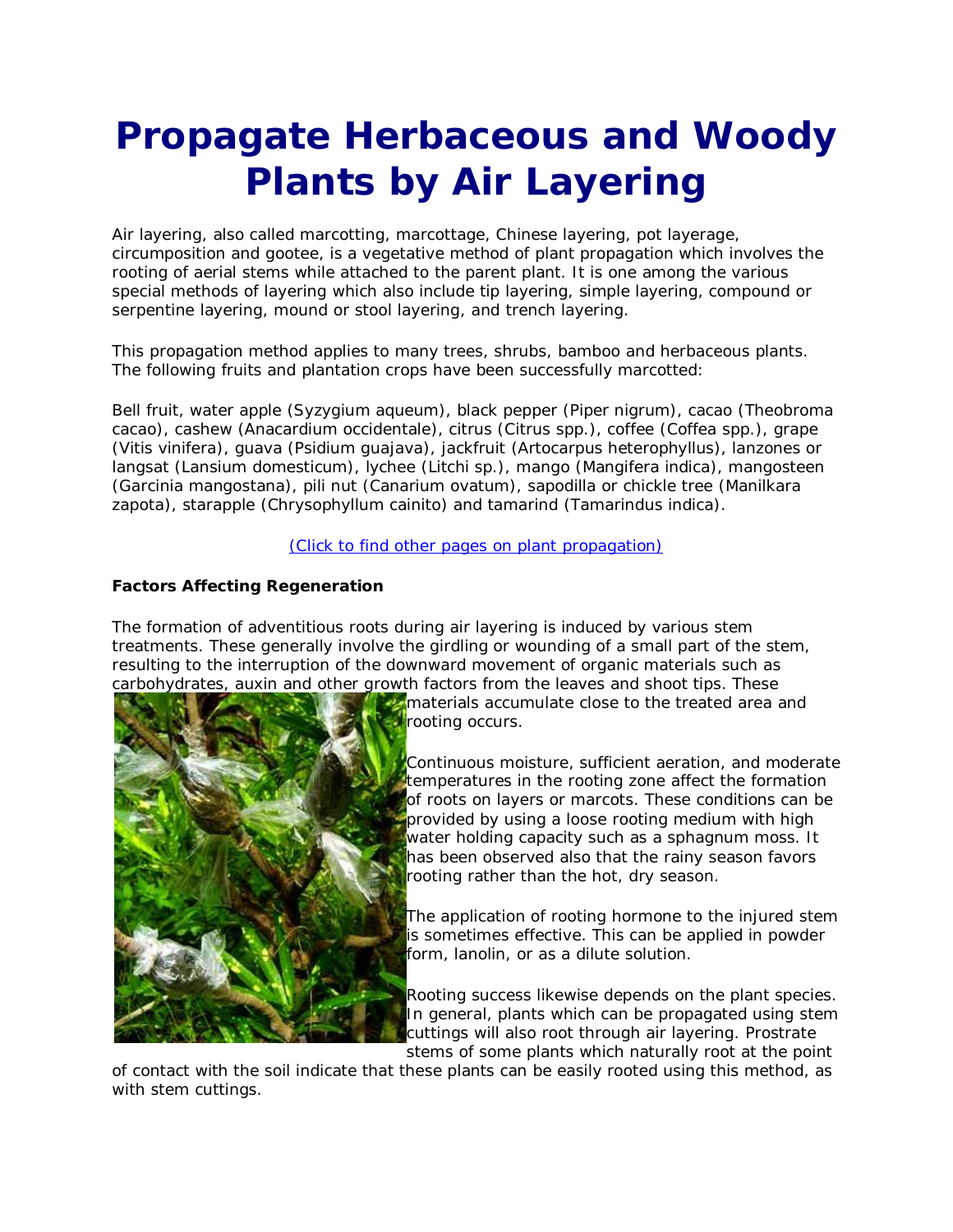# Propagate Herbaceous and Woody Plants by Air Layering

Air layering, also called marcotting, marcottage, Chinese layering, pot layerage, circumposition and gootee, is a vegetative method of plant propagation which involves the rooting of aerial stems while attached to the parent plant. It is one among the various special methods of layering which also include tip layering, simple layering, compound or serpentine layering, mound or stool layering, and trench layering.

This propagation method applies to many trees, shrubs, bamboo and herbaceous plants. The following fruits and plantation crops have been successfully marcotted:

Bell fruit, water apple (Syzygium aqueum), black pepper (Piper nigrum), cacao (Theobroma cacao), cashew (Anacardium occidentale), citrus (Citrus spp.), coffee (Coffea spp.), grape (Vitis vinifera), guava (Psidium guajava), jackfruit (Artocarpus heterophyllus), lanzones or langsat (Lansium domesticum), lychee (Litchi sp.), mango (Mangifera indica), mangosteen (Garcinia mangostana), pili nut (Canarium ovatum), sapodilla or chickle tree (Manilkara zapota), starapple (Chrysophyllum cainito) and tamarind (Tamarindus indica).

(Click to find other pages on plant propagation)

**Factors Affecting Regeneration**

The formation of adventitious roots during air layering is induced by various stem treatments. These generally involve the girdling or wounding of a small part of the stem, resulting to the interruption of the downward movement of organic materials such as carbohydrates, auxin and other growth factors from the leaves and shoot tips. These materials accumulate close to the treated area and rooting occurs.

Continuous moisture, sufficient aeration, and moderate temperatures in the rooting zone affect the formation of roots on layers or marcots. These conditions can be provided by using a loose rooting medium with high water holding capacity such as a sphagnum moss. It has been observed also that the rainy season favors rooting rather than the hot, dry season.

The application of rooting hormone to the injured stem is sometimes effective. This can be applied in powder form, lanolin, or as a dilute solution.

Rooting success likewise depends on the plant species. In general, plants which can be propagated using stem cuttings will also root through air layering. Prostrate stems of some plants which naturally root at the point of contact with the soil indicate that these plants can be easily rooted using this method, as with stem cuttings.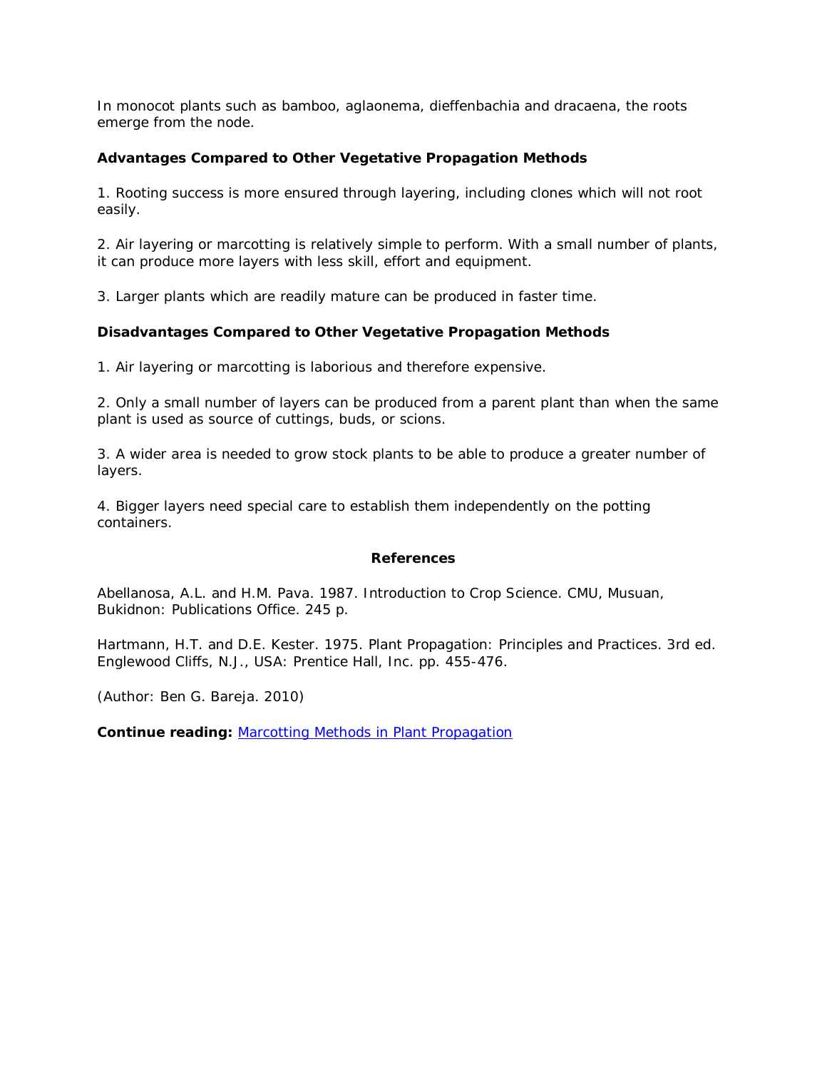In monocot plants such as bamboo, aglaonema, dieffenbachia and dracaena, the roots emerge from the node.

### Advantages Compared to Other Vegetative Propagation Methods

1. Rooting success is more ensured through layering, including clones which will not root easily.

2. Air layering or marcotting is relatively simple to perform. With a small number of plants, it can produce more layers with less skill, effort and equipment.

3. Larger plants which are readily mature can be produced in faster time.

### Disadvantages Compared to Other Vegetative Propagation Methods

1. Air layering or marcotting is laborious and therefore expensive.

2. Only a small number of layers can be produced from a parent plant than when the same plant is used as source of cuttings, buds, or scions.

3. A wider area is needed to grow stock plants to be able to produce a greater number of layers.

4. Bigger layers need special care to establish them independently on the potting containers.

### References

Abellanosa, A.L. and H.M. Pava. 1987. Introduction to Crop Science. CMU, Musuan, Bukidnon: Publications Office. 245 p.

Hartmann, H.T. and D.E. Kester. 1975. Plant Propagation: Principles and Practices. 3rd ed. Englewood Cliffs, N.J., USA: Prentice Hall, Inc. pp. 455-476.

(Author: Ben G. Bareja. 2010)

**Continue reading:** Marcotting Methods in Plant Propagation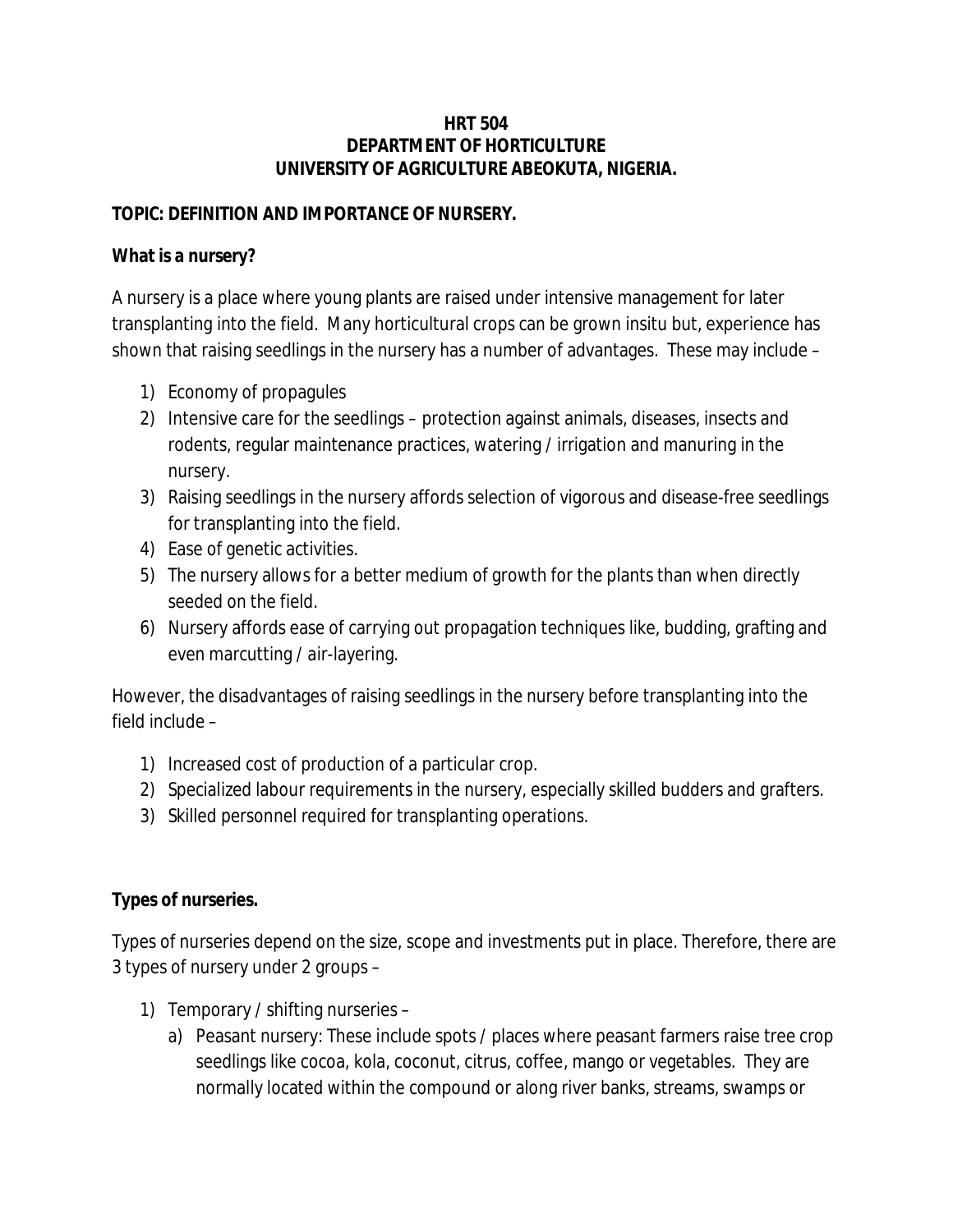**HRT 504**
**DEPARTMENT OF HORTICULTURE**
**UNIVERSITY OF AGRICULTURE ABEOKUTA, NIGERIA.**

**TOPIC: DEFINITION AND IMPORTANCE OF NURSERY.**

**What is a nursery?**

A nursery is a place where young plants are raised under intensive management for later transplanting into the field. Many horticultural crops can be grown insitu but, experience has shown that raising seedlings in the nursery has a number of advantages. These may include –

1) Economy of propagules
2) Intensive care for the seedlings – protection against animals, diseases, insects and rodents, regular maintenance practices, watering / irrigation and manuring in the nursery.
3) Raising seedlings in the nursery affords selection of vigorous and disease-free seedlings for transplanting into the field.
4) Ease of genetic activities.
5) The nursery allows for a better medium of growth for the plants than when directly seeded on the field.
6) Nursery affords ease of carrying out propagation techniques like, budding, grafting and even marcutting / air-layering.

However, the disadvantages of raising seedlings in the nursery before transplanting into the field include –

1) Increased cost of production of a particular crop.
2) Specialized labour requirements in the nursery, especially skilled budders and grafters.
3) Skilled personnel required for transplanting operations.

**Types of nurseries.**

Types of nurseries depend on the size, scope and investments put in place. Therefore, there are 3 types of nursery under 2 groups –

1) Temporary / shifting nurseries –
   a) Peasant nursery: These include spots / places where peasant farmers raise tree crop seedlings like cocoa, kola, coconut, citrus, coffee, mango or vegetables. They are normally located within the compound or along river banks, streams, swamps or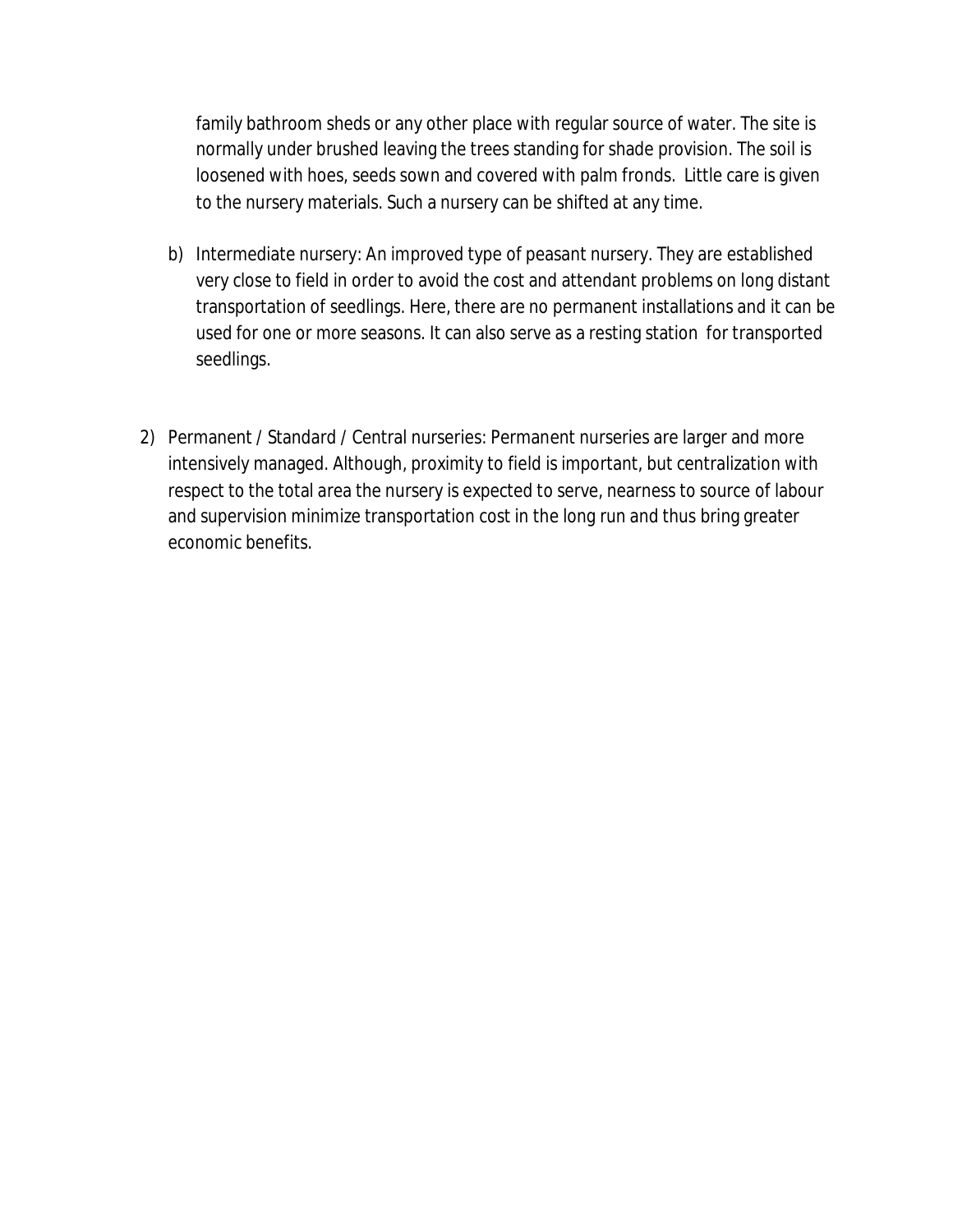family bathroom sheds or any other place with regular source of water. The site is normally under brushed leaving the trees standing for shade provision. The soil is loosened with hoes, seeds sown and covered with palm fronds. Little care is given to the nursery materials. Such a nursery can be shifted at any time.

b) Intermediate nursery: An improved type of peasant nursery. They are established very close to field in order to avoid the cost and attendant problems on long distant transportation of seedlings. Here, there are no permanent installations and it can be used for one or more seasons. It can also serve as a resting station for transported seedlings.

2) Permanent / Standard / Central nurseries: Permanent nurseries are larger and more intensively managed. Although, proximity to field is important, but centralization with respect to the total area the nursery is expected to serve, nearness to source of labour and supervision minimize transportation cost in the long run and thus bring greater economic benefits.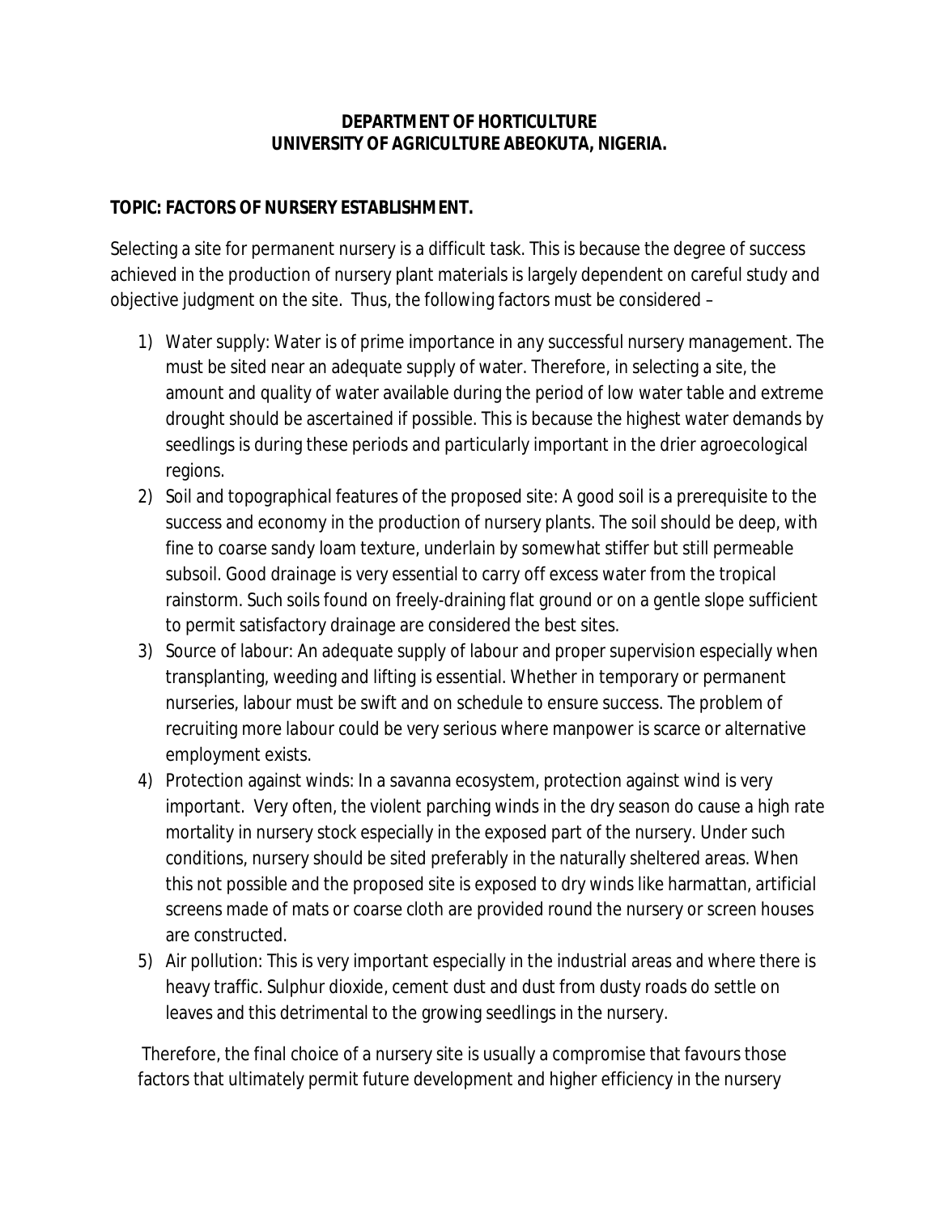**DEPARTMENT OF HORTICULTURE**
**UNIVERSITY OF AGRICULTURE ABEOKUTA, NIGERIA.**

**TOPIC: FACTORS OF NURSERY ESTABLISHMENT.**

Selecting a site for permanent nursery is a difficult task. This is because the degree of success achieved in the production of nursery plant materials is largely dependent on careful study and objective judgment on the site. Thus, the following factors must be considered –

1) Water supply: Water is of prime importance in any successful nursery management. The must be sited near an adequate supply of water. Therefore, in selecting a site, the amount and quality of water available during the period of low water table and extreme drought should be ascertained if possible. This is because the highest water demands by seedlings is during these periods and particularly important in the drier agroecological regions.
2) Soil and topographical features of the proposed site: A good soil is a prerequisite to the success and economy in the production of nursery plants. The soil should be deep, with fine to coarse sandy loam texture, underlain by somewhat stiffer but still permeable subsoil. Good drainage is very essential to carry off excess water from the tropical rainstorm. Such soils found on freely-draining flat ground or on a gentle slope sufficient to permit satisfactory drainage are considered the best sites.
3) Source of labour: An adequate supply of labour and proper supervision especially when transplanting, weeding and lifting is essential. Whether in temporary or permanent nurseries, labour must be swift and on schedule to ensure success. The problem of recruiting more labour could be very serious where manpower is scarce or alternative employment exists.
4) Protection against winds: In a savanna ecosystem, protection against wind is very important. Very often, the violent parching winds in the dry season do cause a high rate mortality in nursery stock especially in the exposed part of the nursery. Under such conditions, nursery should be sited preferably in the naturally sheltered areas. When this not possible and the proposed site is exposed to dry winds like harmattan, artificial screens made of mats or coarse cloth are provided round the nursery or screen houses are constructed.
5) Air pollution: This is very important especially in the industrial areas and where there is heavy traffic. Sulphur dioxide, cement dust and dust from dusty roads do settle on leaves and this detrimental to the growing seedlings in the nursery.

Therefore, the final choice of a nursery site is usually a compromise that favours those factors that ultimately permit future development and higher efficiency in the nursery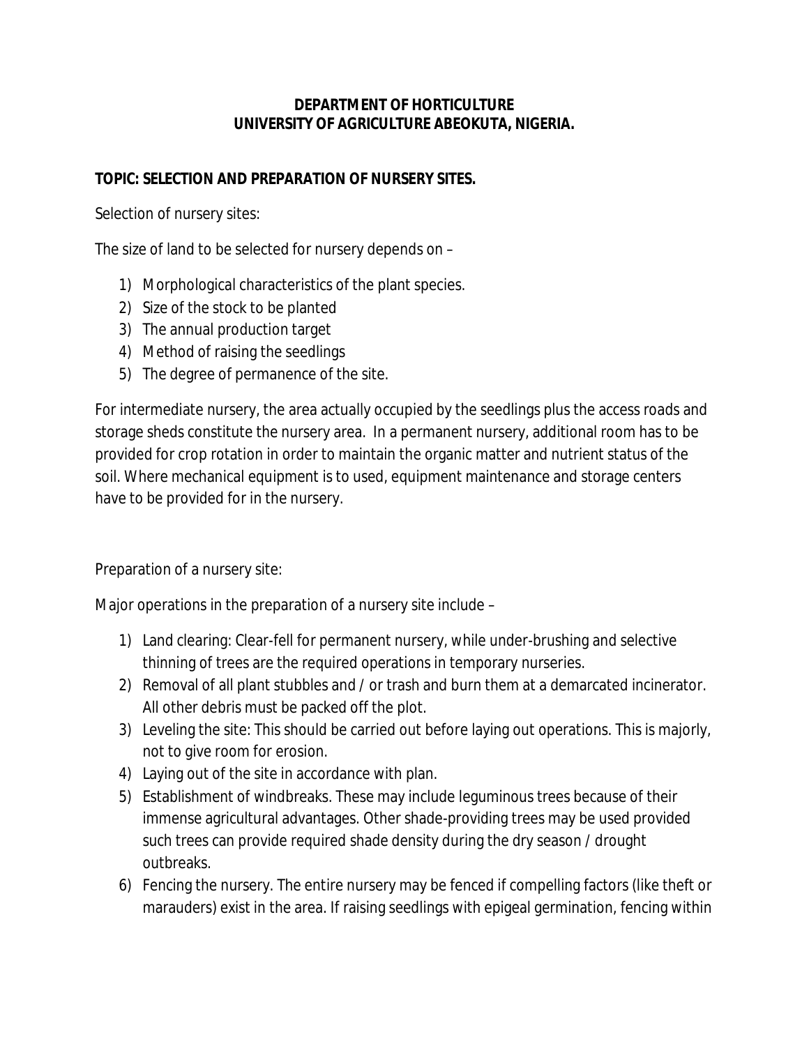**DEPARTMENT OF HORTICULTURE**
**UNIVERSITY OF AGRICULTURE ABEOKUTA, NIGERIA.**

**TOPIC: SELECTION AND PREPARATION OF NURSERY SITES.**

Selection of nursery sites:

The size of land to be selected for nursery depends on –

1) Morphological characteristics of the plant species.
2) Size of the stock to be planted
3) The annual production target
4) Method of raising the seedlings
5) The degree of permanence of the site.

For intermediate nursery, the area actually occupied by the seedlings plus the access roads and storage sheds constitute the nursery area. In a permanent nursery, additional room has to be provided for crop rotation in order to maintain the organic matter and nutrient status of the soil. Where mechanical equipment is to used, equipment maintenance and storage centers have to be provided for in the nursery.

Preparation of a nursery site:

Major operations in the preparation of a nursery site include –

1) Land clearing: Clear-fell for permanent nursery, while under-brushing and selective thinning of trees are the required operations in temporary nurseries.
2) Removal of all plant stubbles and / or trash and burn them at a demarcated incinerator. All other debris must be packed off the plot.
3) Leveling the site: This should be carried out before laying out operations. This is majorly, not to give room for erosion.
4) Laying out of the site in accordance with plan.
5) Establishment of windbreaks. These may include leguminous trees because of their immense agricultural advantages. Other shade-providing trees may be used provided such trees can provide required shade density during the dry season / drought outbreaks.
6) Fencing the nursery. The entire nursery may be fenced if compelling factors (like theft or marauders) exist in the area. If raising seedlings with epigeal germination, fencing within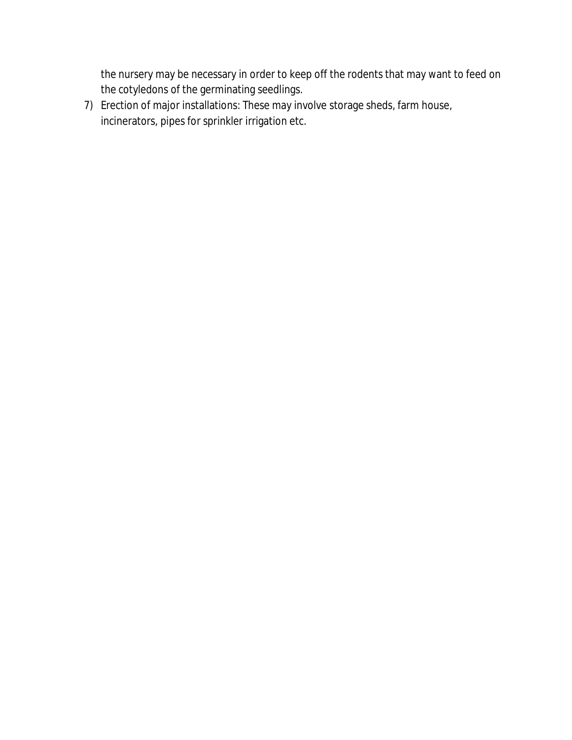the nursery may be necessary in order to keep off the rodents that may want to feed on the cotyledons of the germinating seedlings.

7) Erection of major installations: These may involve storage sheds, farm house, incinerators, pipes for sprinkler irrigation etc.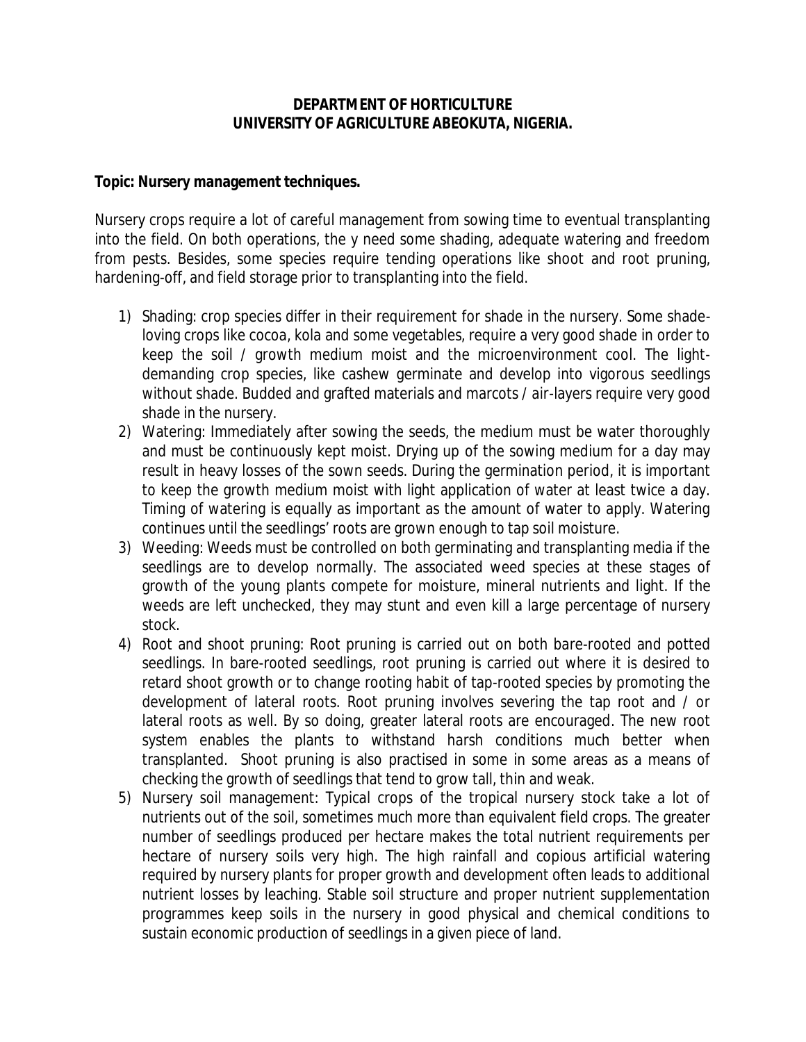**DEPARTMENT OF HORTICULTURE**
**UNIVERSITY OF AGRICULTURE ABEOKUTA, NIGERIA.**

**Topic: Nursery management techniques.**

Nursery crops require a lot of careful management from sowing time to eventual transplanting into the field. On both operations, the y need some shading, adequate watering and freedom from pests. Besides, some species require tending operations like shoot and root pruning, hardening-off, and field storage prior to transplanting into the field.

1) Shading: crop species differ in their requirement for shade in the nursery. Some shade-loving crops like cocoa, kola and some vegetables, require a very good shade in order to keep the soil / growth medium moist and the microenvironment cool. The light-demanding crop species, like cashew germinate and develop into vigorous seedlings without shade. Budded and grafted materials and marcots / air-layers require very good shade in the nursery.
2) Watering: Immediately after sowing the seeds, the medium must be water thoroughly and must be continuously kept moist. Drying up of the sowing medium for a day may result in heavy losses of the sown seeds. During the germination period, it is important to keep the growth medium moist with light application of water at least twice a day. Timing of watering is equally as important as the amount of water to apply. Watering continues until the seedlings' roots are grown enough to tap soil moisture.
3) Weeding: Weeds must be controlled on both germinating and transplanting media if the seedlings are to develop normally. The associated weed species at these stages of growth of the young plants compete for moisture, mineral nutrients and light. If the weeds are left unchecked, they may stunt and even kill a large percentage of nursery stock.
4) Root and shoot pruning: Root pruning is carried out on both bare-rooted and potted seedlings. In bare-rooted seedlings, root pruning is carried out where it is desired to retard shoot growth or to change rooting habit of tap-rooted species by promoting the development of lateral roots. Root pruning involves severing the tap root and / or lateral roots as well. By so doing, greater lateral roots are encouraged. The new root system enables the plants to withstand harsh conditions much better when transplanted. Shoot pruning is also practised in some in some areas as a means of checking the growth of seedlings that tend to grow tall, thin and weak.
5) Nursery soil management: Typical crops of the tropical nursery stock take a lot of nutrients out of the soil, sometimes much more than equivalent field crops. The greater number of seedlings produced per hectare makes the total nutrient requirements per hectare of nursery soils very high. The high rainfall and copious artificial watering required by nursery plants for proper growth and development often leads to additional nutrient losses by leaching. Stable soil structure and proper nutrient supplementation programmes keep soils in the nursery in good physical and chemical conditions to sustain economic production of seedlings in a given piece of land.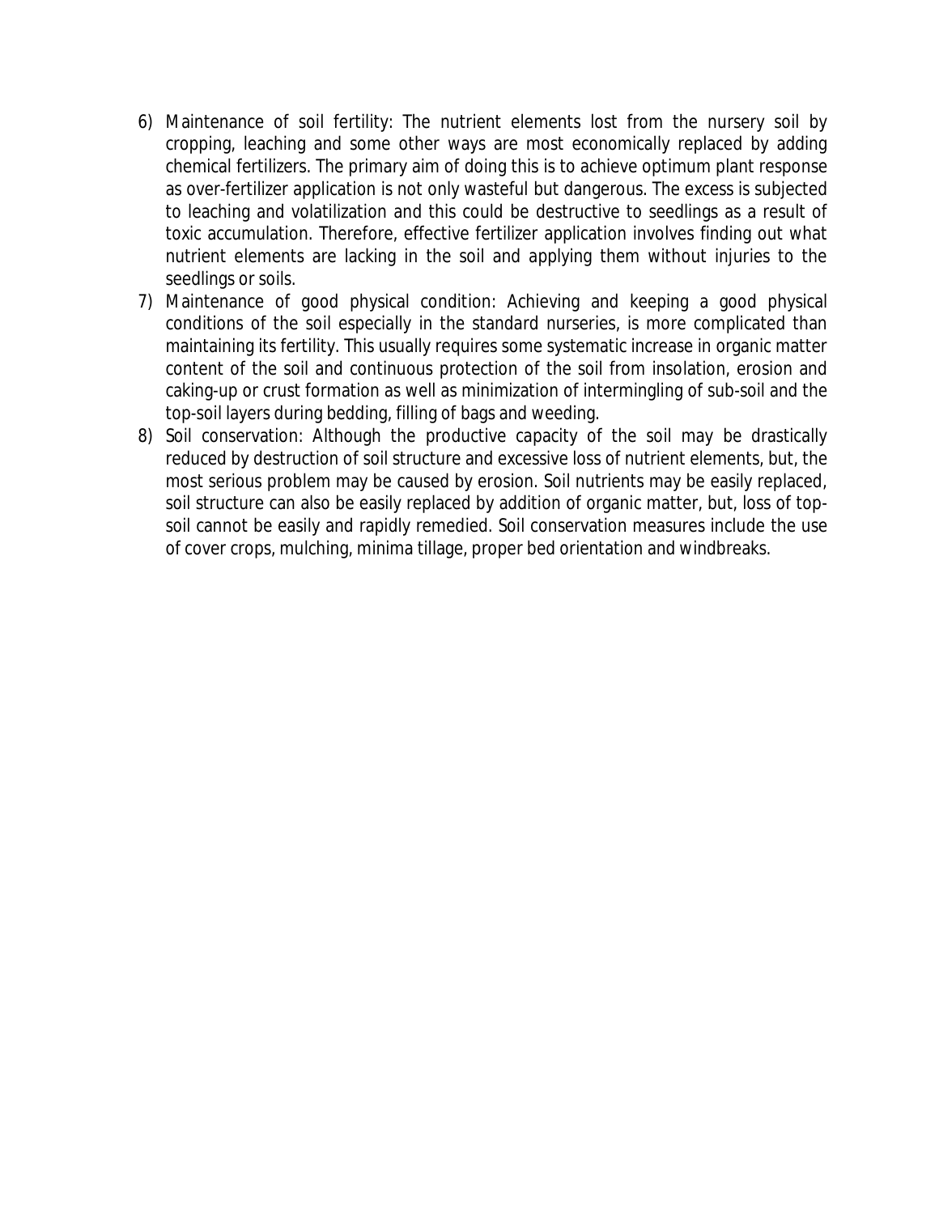6) Maintenance of soil fertility: The nutrient elements lost from the nursery soil by cropping, leaching and some other ways are most economically replaced by adding chemical fertilizers. The primary aim of doing this is to achieve optimum plant response as over-fertilizer application is not only wasteful but dangerous. The excess is subjected to leaching and volatilization and this could be destructive to seedlings as a result of toxic accumulation. Therefore, effective fertilizer application involves finding out what nutrient elements are lacking in the soil and applying them without injuries to the seedlings or soils.
7) Maintenance of good physical condition: Achieving and keeping a good physical conditions of the soil especially in the standard nurseries, is more complicated than maintaining its fertility. This usually requires some systematic increase in organic matter content of the soil and continuous protection of the soil from insolation, erosion and caking-up or crust formation as well as minimization of intermingling of sub-soil and the top-soil layers during bedding, filling of bags and weeding.
8) Soil conservation: Although the productive capacity of the soil may be drastically reduced by destruction of soil structure and excessive loss of nutrient elements, but, the most serious problem may be caused by erosion. Soil nutrients may be easily replaced, soil structure can also be easily replaced by addition of organic matter, but, loss of top-soil cannot be easily and rapidly remedied. Soil conservation measures include the use of cover crops, mulching, minima tillage, proper bed orientation and windbreaks.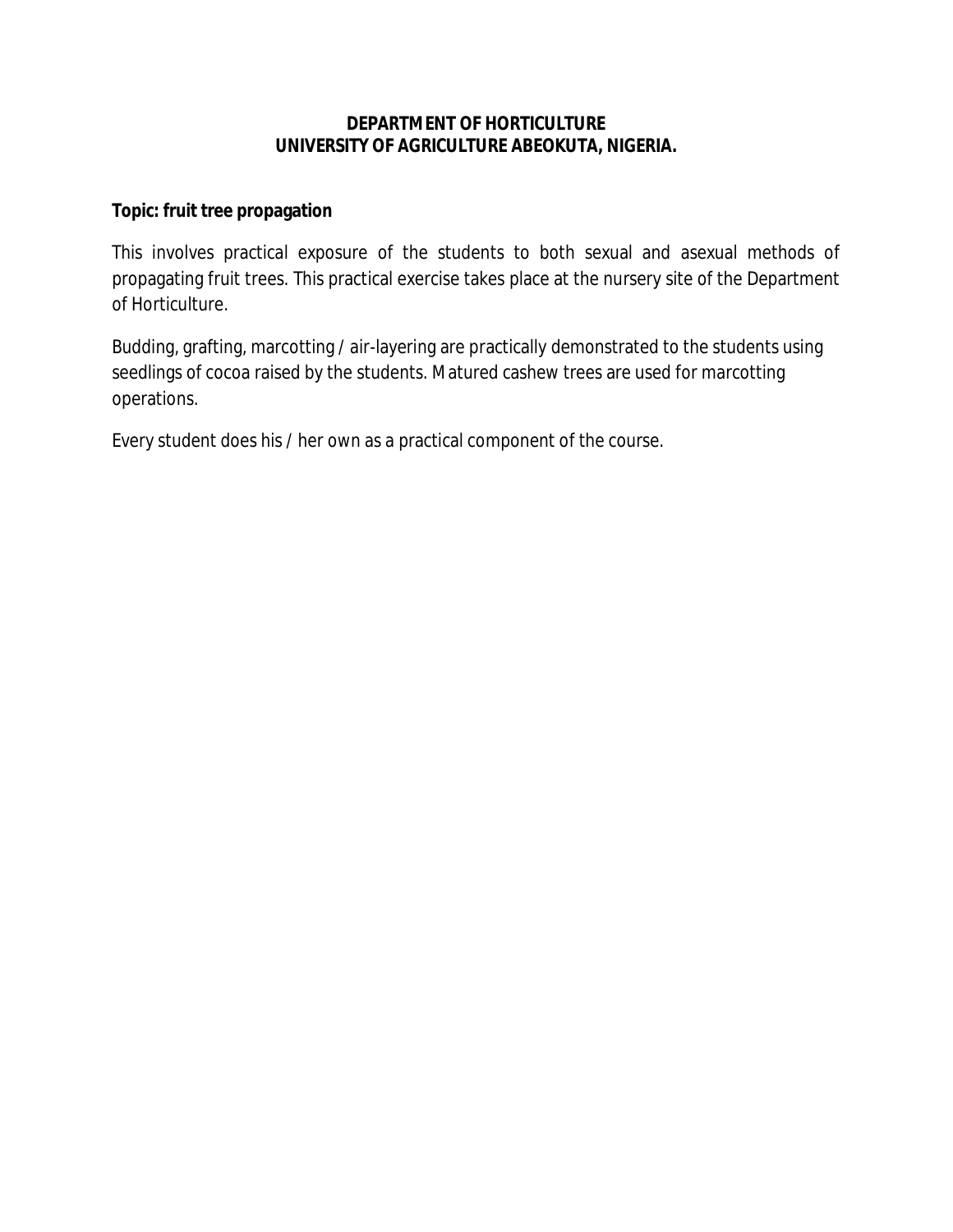**DEPARTMENT OF HORTICULTURE**
**UNIVERSITY OF AGRICULTURE ABEOKUTA, NIGERIA.**

**Topic: fruit tree propagation**

This involves practical exposure of the students to both sexual and asexual methods of propagating fruit trees. This practical exercise takes place at the nursery site of the Department of Horticulture.

Budding, grafting, marcotting / air-layering are practically demonstrated to the students using seedlings of cocoa raised by the students. Matured cashew trees are used for marcotting operations.

Every student does his / her own as a practical component of the course.